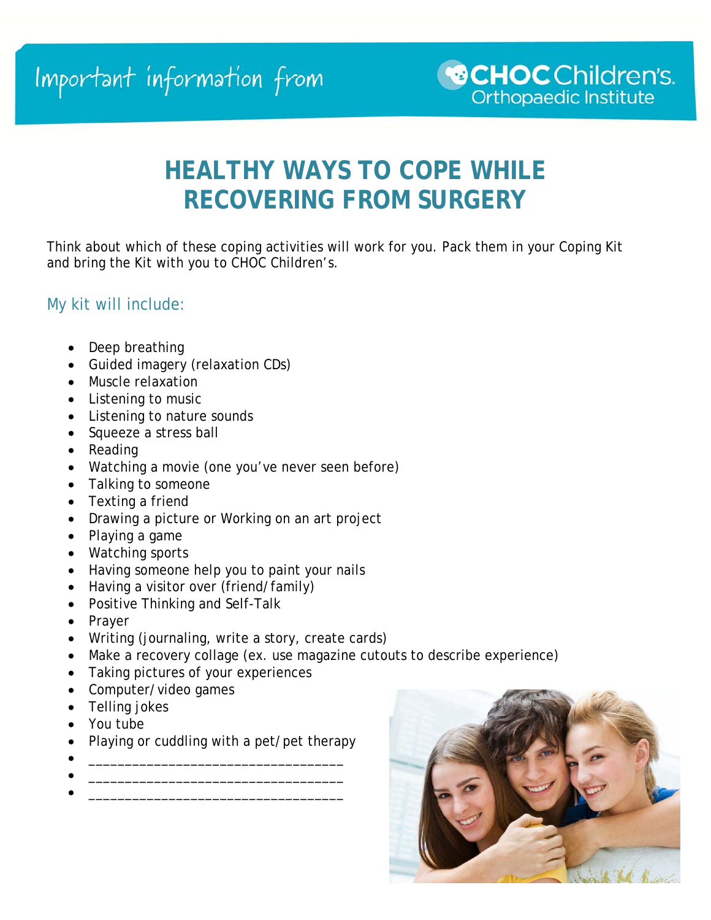Important information from CHOC Children's. Orthopaedic Institute

# HEALTHY WAYS TO COPE WHILE RECOVERING FROM SURGERY

Think about which of these coping activities will work for you. Pack them in your Coping Kit and bring the Kit with you to CHOC Children's.

## My kit will include:

- Deep breathing
- Guided imagery (relaxation CDs)
- Muscle relaxation
- Listening to music
- Listening to nature sounds
- Squeeze a stress ball
- Reading
- Watching a movie (one you've never seen before)
- Talking to someone
- Texting a friend
- Drawing a picture or Working on an art project
- Playing a game
- Watching sports
- Having someone help you to paint your nails
- Having a visitor over (friend/family)
- Positive Thinking and Self-Talk
- Prayer
- Writing (journaling, write a story, create cards)
- Make a recovery collage (ex. use magazine cutouts to describe experience)
- Taking pictures of your experiences
- Computer/video games
- Telling jokes
- You tube
- Playing or cuddling with a pet/pet therapy
- ___________________________________
- ___________________________________
- ___________________________________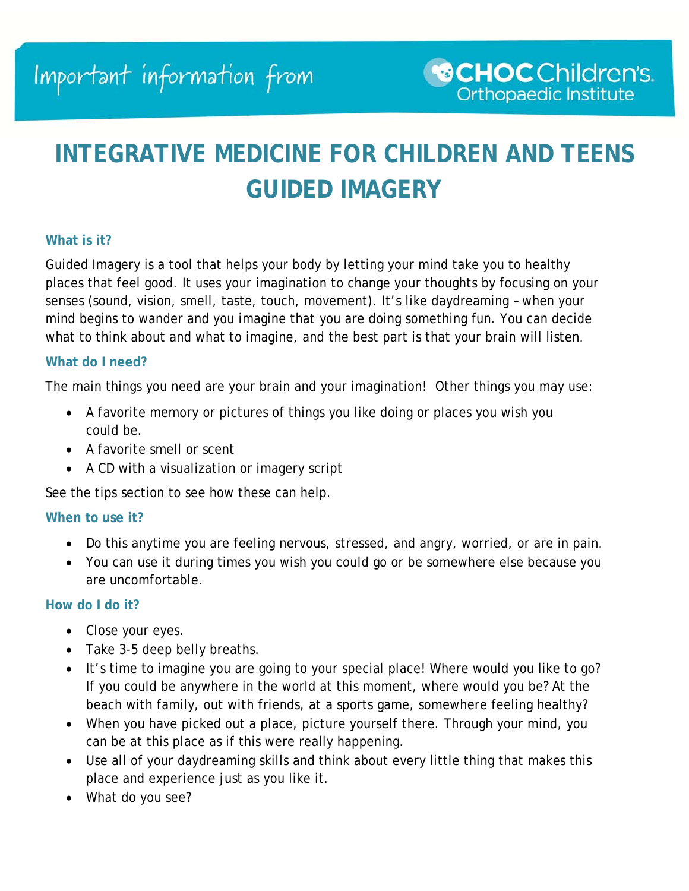Important information from CHOC Children's Orthopaedic Institute

# INTEGRATIVE MEDICINE FOR CHILDREN AND TEENS GUIDED IMAGERY

### What is it?

Guided Imagery is a tool that helps your body by letting your mind take you to healthy places that feel good. It uses your imagination to change your thoughts by focusing on your senses (sound, vision, smell, taste, touch, movement). It's like daydreaming – when your mind begins to wander and you imagine that you are doing something fun. You can decide what to think about and what to imagine, and the best part is that your brain will listen.

### What do I need?

The main things you need are your brain and your imagination! Other things you may use:

- A favorite memory or pictures of things you like doing or places you wish you could be.
- A favorite smell or scent
- A CD with a visualization or imagery script

See the tips section to see how these can help.

### When to use it?

- Do this anytime you are feeling nervous, stressed, and angry, worried, or are in pain.
- You can use it during times you wish you could go or be somewhere else because you are uncomfortable.

### How do I do it?

- Close your eyes.
- Take 3-5 deep belly breaths.
- It's time to imagine you are going to your special place! Where would you like to go? If you could be anywhere in the world at this moment, where would you be? At the beach with family, out with friends, at a sports game, somewhere feeling healthy?
- When you have picked out a place, picture yourself there. Through your mind, you can be at this place as if this were really happening.
- Use all of your daydreaming skills and think about every little thing that makes this place and experience just as you like it.
- What do you see?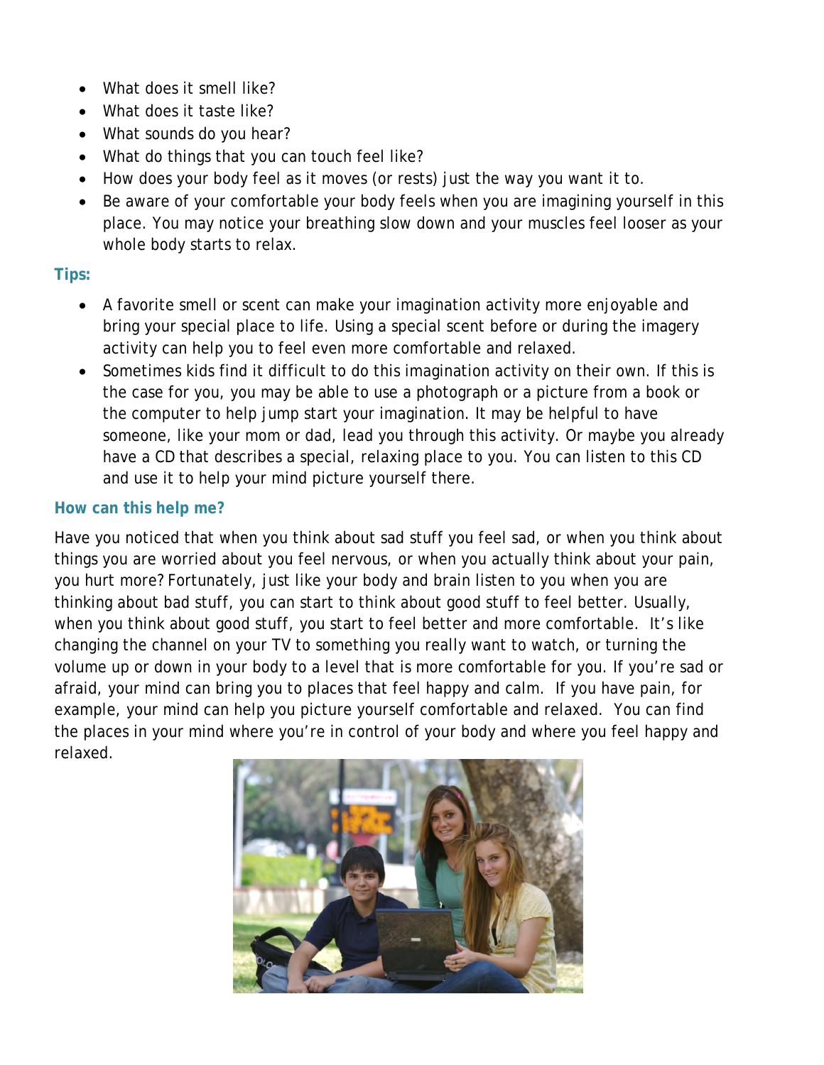- What does it smell like?
- What does it taste like?
- What sounds do you hear?
- What do things that you can touch feel like?
- How does your body feel as it moves (or rests) just the way you want it to.
- Be aware of your comfortable your body feels when you are imagining yourself in this place. You may notice your breathing slow down and your muscles feel looser as your whole body starts to relax.

**Tips:**

- A favorite smell or scent can make your imagination activity more enjoyable and bring your special place to life. Using a special scent before or during the imagery activity can help you to feel even more comfortable and relaxed.
- Sometimes kids find it difficult to do this imagination activity on their own. If this is the case for you, you may be able to use a photograph or a picture from a book or the computer to help jump start your imagination. It may be helpful to have someone, like your mom or dad, lead you through this activity. Or maybe you already have a CD that describes a special, relaxing place to you. You can listen to this CD and use it to help your mind picture yourself there.

**How can this help me?**

Have you noticed that when you think about sad stuff you feel sad, or when you think about things you are worried about you feel nervous, or when you actually think about your pain, you hurt more? Fortunately, just like your body and brain listen to you when you are thinking about bad stuff, you can start to think about good stuff to feel better. Usually, when you think about good stuff, you start to feel better and more comfortable. It's like changing the channel on your TV to something you really want to watch, or turning the volume up or down in your body to a level that is more comfortable for you. If you're sad or afraid, your mind can bring you to places that feel happy and calm. If you have pain, for example, your mind can help you picture yourself comfortable and relaxed. You can find the places in your mind where you're in control of your body and where you feel happy and relaxed.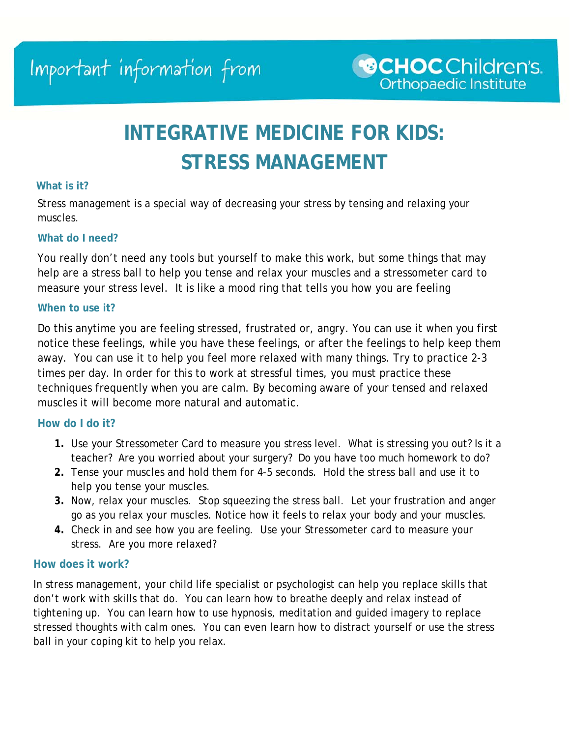Important information from CHOC Children's Orthopaedic Institute

# INTEGRATIVE MEDICINE FOR KIDS: STRESS MANAGEMENT

### What is it?

Stress management is a special way of decreasing your stress by tensing and relaxing your muscles.

### What do I need?

You really don't need any tools but yourself to make this work, but some things that may help are a stress ball to help you tense and relax your muscles and a stressometer card to measure your stress level. It is like a mood ring that tells you how you are feeling

### When to use it?

Do this anytime you are feeling stressed, frustrated or, angry. You can use it when you first notice these feelings, while you have these feelings, or after the feelings to help keep them away. You can use it to help you feel more relaxed with many things. Try to practice 2-3 times per day. In order for this to work at stressful times, you must practice these techniques frequently when you are calm. By becoming aware of your tensed and relaxed muscles it will become more natural and automatic.

### How do I do it?

1. Use your Stressometer Card to measure you stress level. What is stressing you out? Is it a teacher? Are you worried about your surgery? Do you have too much homework to do?
2. Tense your muscles and hold them for 4-5 seconds. Hold the stress ball and use it to help you tense your muscles.
3. Now, relax your muscles. Stop squeezing the stress ball. Let your frustration and anger go as you relax your muscles. Notice how it feels to relax your body and your muscles.
4. Check in and see how you are feeling. Use your Stressometer card to measure your stress. Are you more relaxed?

### How does it work?

In stress management, your child life specialist or psychologist can help you replace skills that don't work with skills that do. You can learn how to breathe deeply and relax instead of tightening up. You can learn how to use hypnosis, meditation and guided imagery to replace stressed thoughts with calm ones. You can even learn how to distract yourself or use the stress ball in your coping kit to help you relax.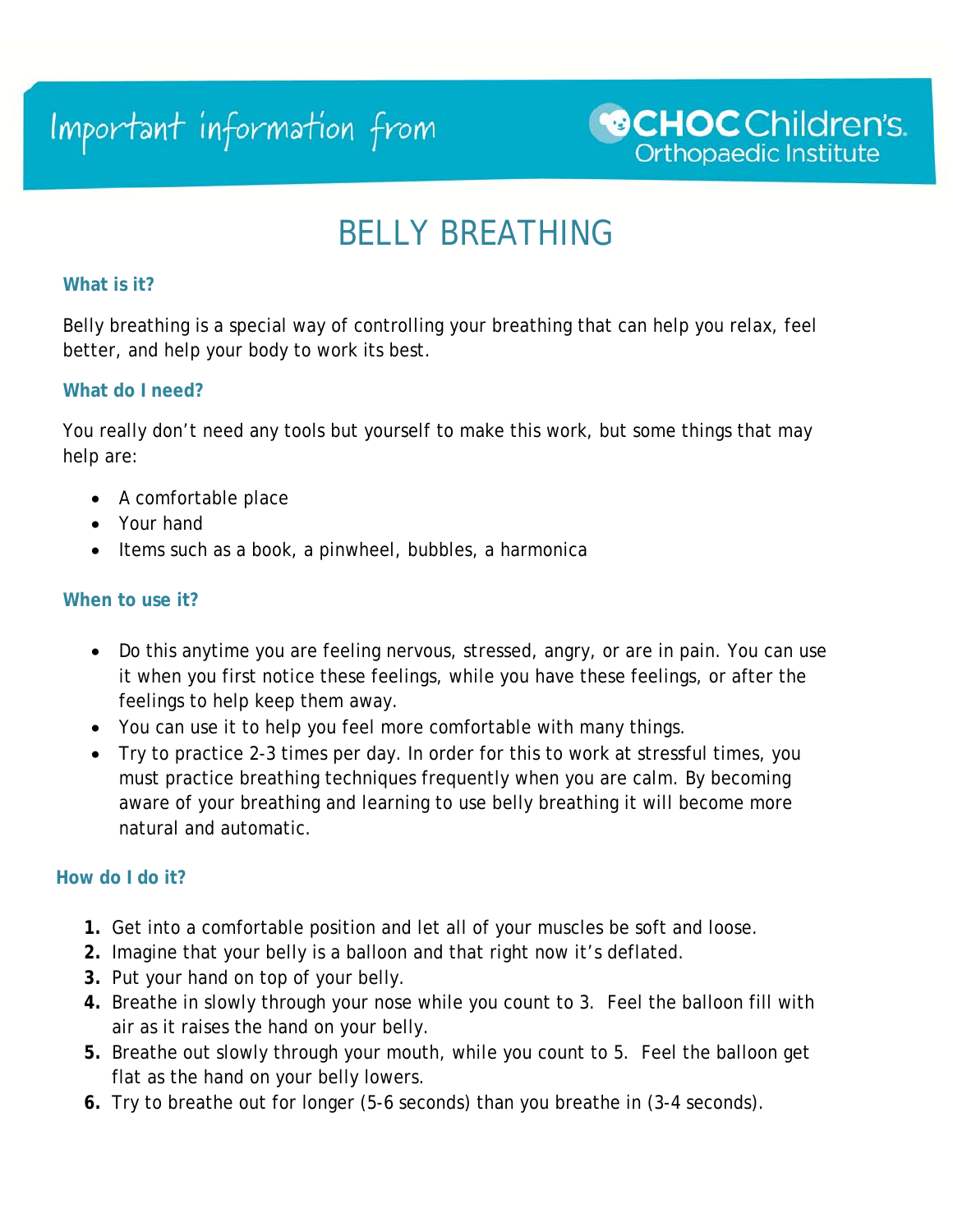Important information from

CHOC Children's. Orthopaedic Institute

# BELLY BREATHING

### What is it?

Belly breathing is a special way of controlling your breathing that can help you relax, feel better, and help your body to work its best.

### What do I need?

You really don't need any tools but yourself to make this work, but some things that may help are:

- A comfortable place
- Your hand
- Items such as a book, a pinwheel, bubbles, a harmonica

### When to use it?

- Do this anytime you are feeling nervous, stressed, angry, or are in pain. You can use it when you first notice these feelings, while you have these feelings, or after the feelings to help keep them away.
- You can use it to help you feel more comfortable with many things.
- Try to practice 2-3 times per day. In order for this to work at stressful times, you must practice breathing techniques frequently when you are calm. By becoming aware of your breathing and learning to use belly breathing it will become more natural and automatic.

### How do I do it?

1. Get into a comfortable position and let all of your muscles be soft and loose.
2. Imagine that your belly is a balloon and that right now it's deflated.
3. Put your hand on top of your belly.
4. Breathe in slowly through your nose while you count to 3. Feel the balloon fill with air as it raises the hand on your belly.
5. Breathe out slowly through your mouth, while you count to 5. Feel the balloon get flat as the hand on your belly lowers.
6. Try to breathe out for longer (5-6 seconds) than you breathe in (3-4 seconds).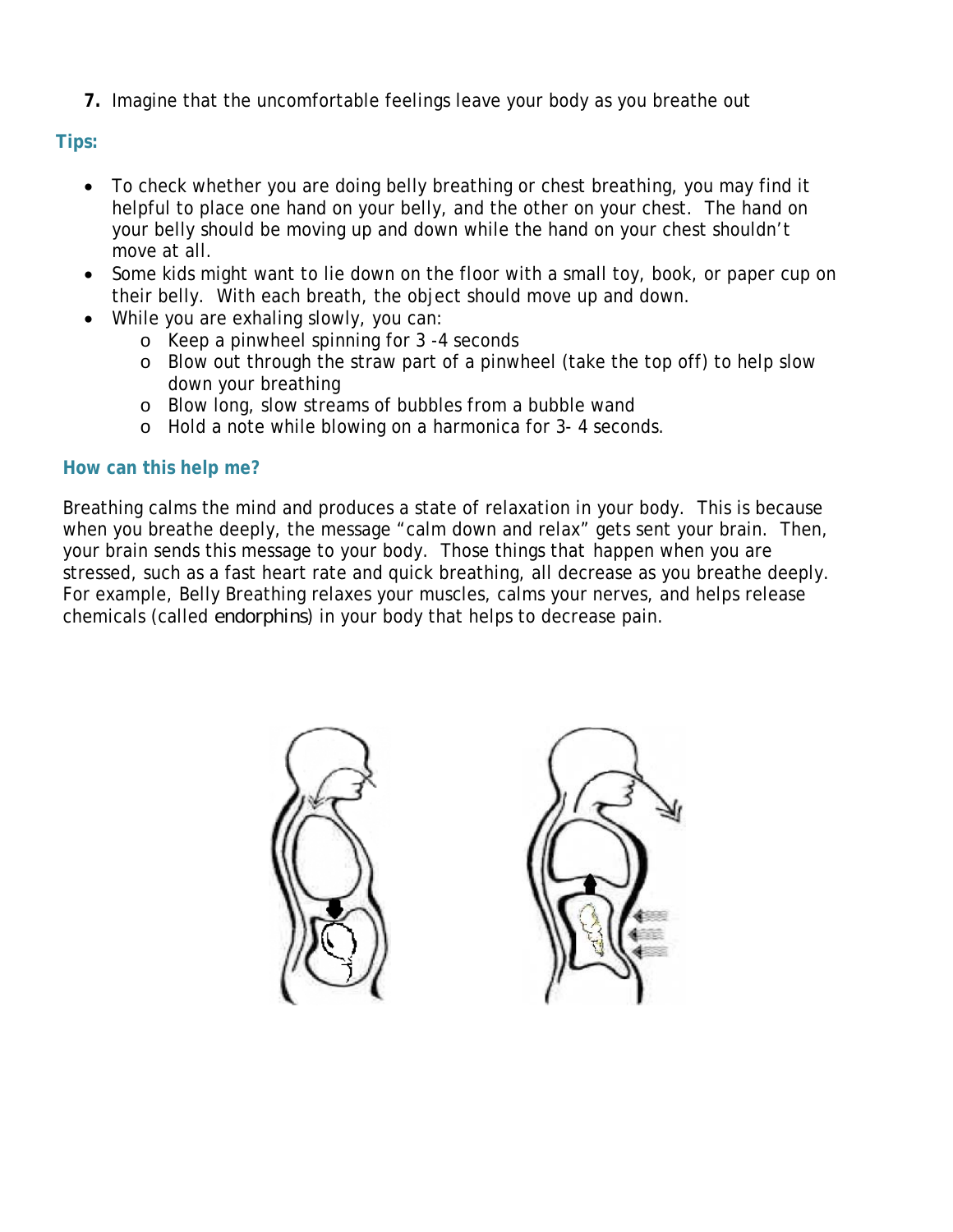7. Imagine that the uncomfortable feelings leave your body as you breathe out

**Tips:**

- To check whether you are doing belly breathing or chest breathing, you may find it helpful to place one hand on your belly, and the other on your chest. The hand on your belly should be moving up and down while the hand on your chest shouldn't move at all.
- Some kids might want to lie down on the floor with a small toy, book, or paper cup on their belly. With each breath, the object should move up and down.
- While you are exhaling slowly, you can:
  - Keep a pinwheel spinning for 3 -4 seconds
  - Blow out through the straw part of a pinwheel (take the top off) to help slow down your breathing
  - Blow long, slow streams of bubbles from a bubble wand
  - Hold a note while blowing on a harmonica for 3- 4 seconds.

**How can this help me?**

Breathing calms the mind and produces a state of relaxation in your body. This is because when you breathe deeply, the message "calm down and relax" gets sent your brain. Then, your brain sends this message to your body. Those things that happen when you are stressed, such as a fast heart rate and quick breathing, all decrease as you breathe deeply. For example, Belly Breathing relaxes your muscles, calms your nerves, and helps release chemicals (called endorphins) in your body that helps to decrease pain.